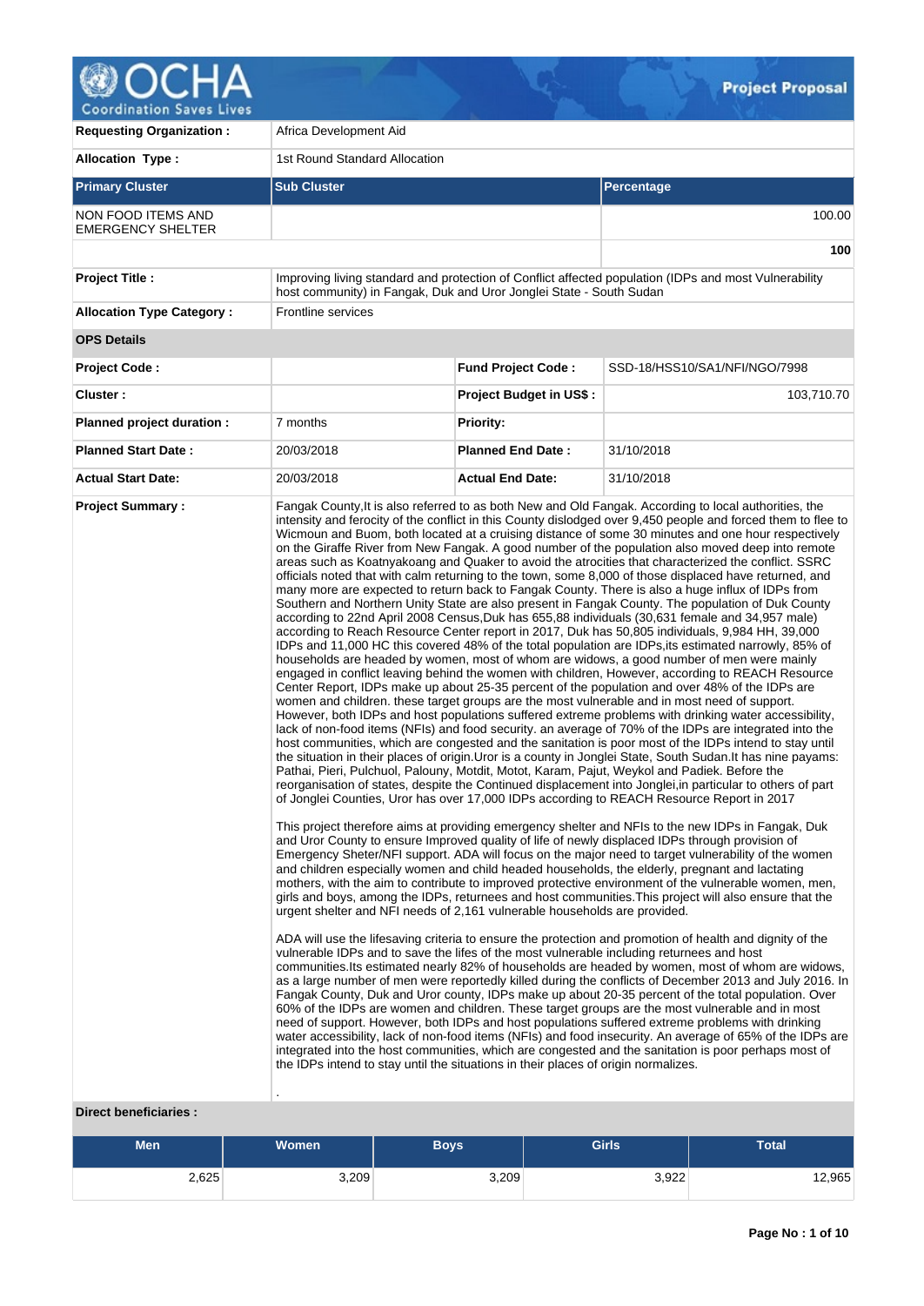# Project Proposal

| Requesting Organization : | Africa Development Aid | |
|---|---|---|
| Allocation Type : | 1st Round Standard Allocation | |
| **Primary Cluster** | **Sub Cluster** | **Percentage** |
| NON FOOD ITEMS AND EMERGENCY SHELTER | | 100.00 |
| | | **100** |
| **Project Title :** | Improving living standard and protection of Conflict affected population (IDPs and most Vulnerability host community) in Fangak, Duk and Uror Jonglei State - South Sudan | |
| **Allocation Type Category :** | Frontline services | |

**OPS Details**

| | | | |
|---|---|---|---|
| **Project Code :** | | **Fund Project Code :** | SSD-18/HSS10/SA1/NFI/NGO/7998 |
| **Cluster :** | | **Project Budget in US$ :** | 103,710.70 |
| **Planned project duration :** | 7 months | **Priority:** | |
| **Planned Start Date :** | 20/03/2018 | **Planned End Date :** | 31/10/2018 |
| **Actual Start Date:** | 20/03/2018 | **Actual End Date:** | 31/10/2018 |

**Project Summary :**

Fangak County,It is also referred to as both New and Old Fangak. According to local authorities, the intensity and ferocity of the conflict in this County dislodged over 9,450 people and forced them to flee to Wicmoun and Buom, both located at a cruising distance of some 30 minutes and one hour respectively on the Giraffe River from New Fangak. A good number of the population also moved deep into remote areas such as Koatnyakoang and Quaker to avoid the atrocities that characterized the conflict. SSRC officials noted that with calm returning to the town, some 8,000 of those displaced have returned, and many more are expected to return back to Fangak County. There is also a huge influx of IDPs from Southern and Northern Unity State are also present in Fangak County. The population of Duk County according to 22nd April 2008 Census,Duk has 655,88 individuals (30,631 female and 34,957 male) according to Reach Resource Center report in 2017, Duk has 50,805 individuals, 9,984 HH, 39,000 IDPs and 11,000 HC this covered 48% of the total population are IDPs,its estimated narrowly, 85% of households are headed by women, most of whom are widows, a good number of men were mainly engaged in conflict leaving behind the women with children, However, according to REACH Resource Center Report, IDPs make up about 25-35 percent of the population and over 48% of the IDPs are women and children. these target groups are the most vulnerable and in most need of support. However, both IDPs and host populations suffered extreme problems with drinking water accessibility, lack of non-food items (NFIs) and food security. an average of 70% of the IDPs are integrated into the host communities, which are congested and the sanitation is poor most of the IDPs intend to stay until the situation in their places of origin.Uror is a county in Jonglei State, South Sudan.It has nine payams: Pathai, Pieri, Pulchuol, Palouny, Motdit, Motot, Karam, Pajut, Weykol and Padiek. Before the reorganisation of states, despite the Continued displacement into Jonglei,in particular to others of part of Jonglei Counties, Uror has over 17,000 IDPs according to REACH Resource Report in 2017

This project therefore aims at providing emergency shelter and NFIs to the new IDPs in Fangak, Duk and Uror County to ensure Improved quality of life of newly displaced IDPs through provision of Emergency Sheter/NFI support. ADA will focus on the major need to target vulnerability of the women and children especially women and child headed households, the elderly, pregnant and lactating mothers, with the aim to contribute to improved protective environment of the vulnerable women, men, girls and boys, among the IDPs, returnees and host communities.This project will also ensure that the urgent shelter and NFI needs of 2,161 vulnerable households are provided.

ADA will use the lifesaving criteria to ensure the protection and promotion of health and dignity of the vulnerable IDPs and to save the lives of the most vulnerable including returnees and host communities.Its estimated nearly 82% of households are headed by women, most of whom are widows, as a large number of men were reportedly killed during the conflicts of December 2013 and July 2016. In Fangak County, Duk and Uror county, IDPs make up about 20-35 percent of the total population. Over 60% of the IDPs are women and children. These target groups are the most vulnerable and in most need of support. However, both IDPs and host populations suffered extreme problems with drinking water accessibility, lack of non-food items (NFIs) and food insecurity. An average of 65% of the IDPs are integrated into the host communities, which are congested and the sanitation is poor perhaps most of the IDPs intend to stay until the situations in their places of origin normalizes.

.

**Direct beneficiaries :**

| Men | Women | Boys | Girls | Total |
|---|---|---|---|---|
| 2,625 | 3,209 | 3,209 | 3,922 | 12,965 |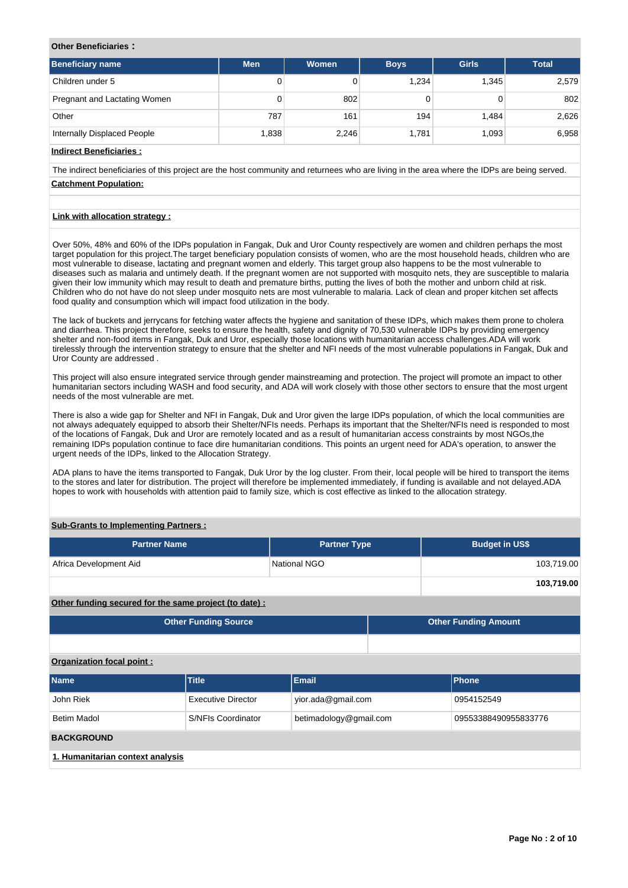**Other Beneficiaries :**

| Beneficiary name | Men | Women | Boys | Girls | Total |
|---|---|---|---|---|---|
| Children under 5 | 0 | 0 | 1,234 | 1,345 | 2,579 |
| Pregnant and Lactating Women | 0 | 802 | 0 | 0 | 802 |
| Other | 787 | 161 | 194 | 1,484 | 2,626 |
| Internally Displaced People | 1,838 | 2,246 | 1,781 | 1,093 | 6,958 |

**Indirect Beneficiaries :**

The indirect beneficiaries of this project are the host community and returnees who are living in the area where the IDPs are being served.

**Catchment Population:**

**Link with allocation strategy :**

Over 50%, 48% and 60% of the IDPs population in Fangak, Duk and Uror County respectively are women and children perhaps the most target population for this project.The target beneficiary population consists of women, who are the most household heads, children who are most vulnerable to disease, lactating and pregnant women and elderly. This target group also happens to be the most vulnerable to diseases such as malaria and untimely death. If the pregnant women are not supported with mosquito nets, they are susceptible to malaria given their low immunity which may result to death and premature births, putting the lives of both the mother and unborn child at risk. Children who do not have do not sleep under mosquito nets are most vulnerable to malaria. Lack of clean and proper kitchen set affects food quality and consumption which will impact food utilization in the body.

The lack of buckets and jerrycans for fetching water affects the hygiene and sanitation of these IDPs, which makes them prone to cholera and diarrhea. This project therefore, seeks to ensure the health, safety and dignity of 70,530 vulnerable IDPs by providing emergency shelter and non-food items in Fangak, Duk and Uror, especially those locations with humanitarian access challenges.ADA will work tirelessly through the intervention strategy to ensure that the shelter and NFI needs of the most vulnerable populations in Fangak, Duk and Uror County are addressed .

This project will also ensure integrated service through gender mainstreaming and protection. The project will promote an impact to other humanitarian sectors including WASH and food security, and ADA will work closely with those other sectors to ensure that the most urgent needs of the most vulnerable are met.

There is also a wide gap for Shelter and NFI in Fangak, Duk and Uror given the large IDPs population, of which the local communities are not always adequately equipped to absorb their Shelter/NFIs needs. Perhaps its important that the Shelter/NFIs need is responded to most of the locations of Fangak, Duk and Uror are remotely located and as a result of humanitarian access constraints by most NGOs,the remaining IDPs population continue to face dire humanitarian conditions. This points an urgent need for ADA's operation, to answer the urgent needs of the IDPs, linked to the Allocation Strategy.

ADA plans to have the items transported to Fangak, Duk Uror by the log cluster. From their, local people will be hired to transport the items to the stores and later for distribution. The project will therefore be implemented immediately, if funding is available and not delayed.ADA hopes to work with households with attention paid to family size, which is cost effective as linked to the allocation strategy.

**Sub-Grants to Implementing Partners :**

| Partner Name | Partner Type | Budget in US$ |
|---|---|---|
| Africa Development Aid | National NGO | 103,719.00 |
| | | **103,719.00** |

**Other funding secured for the same project (to date) :**

| Other Funding Source | Other Funding Amount |
|---|---|
| | |

**Organization focal point :**

| Name | Title | Email | Phone |
|---|---|---|---|
| John Riek | Executive Director | yior.ada@gmail.com | 0954152549 |
| Betim Madol | S/NFIs Coordinator | betimadology@gmail.com | 09553388490955833776 |

**BACKGROUND**

**1. Humanitarian context analysis**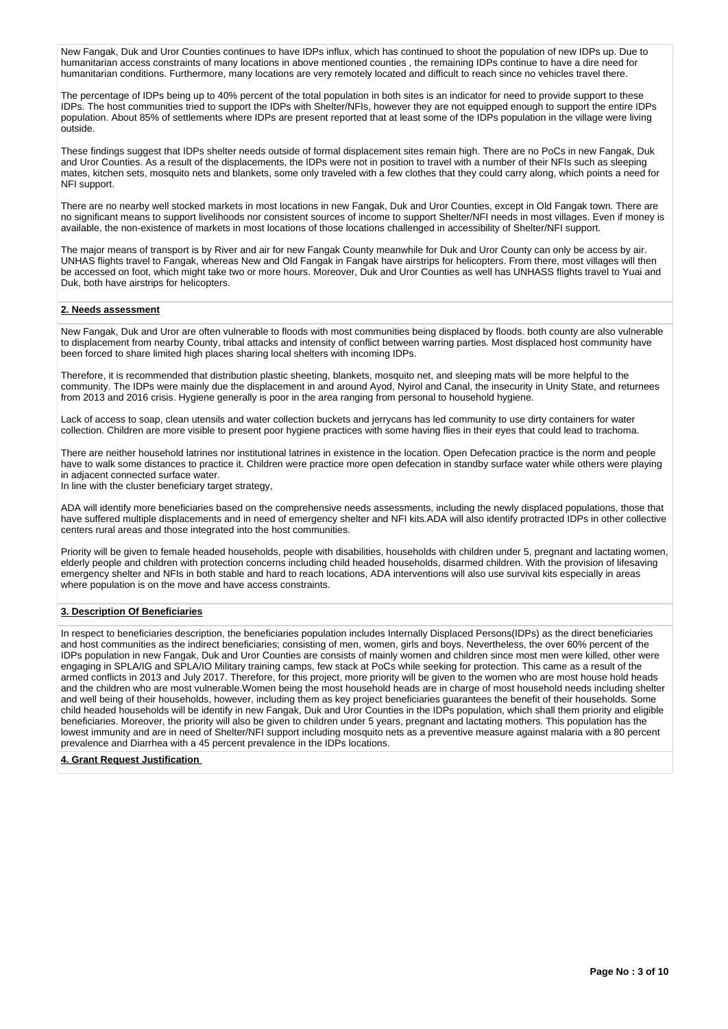New Fangak, Duk and Uror Counties continues to have IDPs influx, which has continued to shoot the population of new IDPs up. Due to humanitarian access constraints of many locations in above mentioned counties , the remaining IDPs continue to have a dire need for humanitarian conditions. Furthermore, many locations are very remotely located and difficult to reach since no vehicles travel there.

The percentage of IDPs being up to 40% percent of the total population in both sites is an indicator for need to provide support to these IDPs. The host communities tried to support the IDPs with Shelter/NFIs, however they are not equipped enough to support the entire IDPs population. About 85% of settlements where IDPs are present reported that at least some of the IDPs population in the village were living outside.

These findings suggest that IDPs shelter needs outside of formal displacement sites remain high. There are no PoCs in new Fangak, Duk and Uror Counties. As a result of the displacements, the IDPs were not in position to travel with a number of their NFIs such as sleeping mates, kitchen sets, mosquito nets and blankets, some only traveled with a few clothes that they could carry along, which points a need for NFI support.

There are no nearby well stocked markets in most locations in new Fangak, Duk and Uror Counties, except in Old Fangak town. There are no significant means to support livelihoods nor consistent sources of income to support Shelter/NFI needs in most villages. Even if money is available, the non-existence of markets in most locations of those locations challenged in accessibility of Shelter/NFI support.

The major means of transport is by River and air for new Fangak County meanwhile for Duk and Uror County can only be access by air. UNHAS flights travel to Fangak, whereas New and Old Fangak in Fangak have airstrips for helicopters. From there, most villages will then be accessed on foot, which might take two or more hours. Moreover, Duk and Uror Counties as well has UNHASS flights travel to Yuai and Duk, both have airstrips for helicopters.

## 2. Needs assessment

New Fangak, Duk and Uror are often vulnerable to floods with most communities being displaced by floods. both county are also vulnerable to displacement from nearby County, tribal attacks and intensity of conflict between warring parties. Most displaced host community have been forced to share limited high places sharing local shelters with incoming IDPs.

Therefore, it is recommended that distribution plastic sheeting, blankets, mosquito net, and sleeping mats will be more helpful to the community. The IDPs were mainly due the displacement in and around Ayod, Nyirol and Canal, the insecurity in Unity State, and returnees from 2013 and 2016 crisis. Hygiene generally is poor in the area ranging from personal to household hygiene.

Lack of access to soap, clean utensils and water collection buckets and jerrycans has led community to use dirty containers for water collection. Children are more visible to present poor hygiene practices with some having flies in their eyes that could lead to trachoma.

There are neither household latrines nor institutional latrines in existence in the location. Open Defecation practice is the norm and people have to walk some distances to practice it. Children were practice more open defecation in standby surface water while others were playing in adjacent connected surface water.
In line with the cluster beneficiary target strategy,

ADA will identify more beneficiaries based on the comprehensive needs assessments, including the newly displaced populations, those that have suffered multiple displacements and in need of emergency shelter and NFI kits.ADA will also identify protracted IDPs in other collective centers rural areas and those integrated into the host communities.

Priority will be given to female headed households, people with disabilities, households with children under 5, pregnant and lactating women, elderly people and children with protection concerns including child headed households, disarmed children. With the provision of lifesaving emergency shelter and NFIs in both stable and hard to reach locations, ADA interventions will also use survival kits especially in areas where population is on the move and have access constraints.

## 3. Description Of Beneficiaries

In respect to beneficiaries description, the beneficiaries population includes Internally Displaced Persons(IDPs) as the direct beneficiaries and host communities as the indirect beneficiaries; consisting of men, women, girls and boys. Nevertheless, the over 60% percent of the IDPs population in new Fangak, Duk and Uror Counties are consists of mainly women and children since most men were killed, other were engaging in SPLA/IG and SPLA/IO Military training camps, few stack at PoCs while seeking for protection. This came as a result of the armed conflicts in 2013 and July 2017. Therefore, for this project, more priority will be given to the women who are most house hold heads and the children who are most vulnerable.Women being the most household heads are in charge of most household needs including shelter and well being of their households, however, including them as key project beneficiaries guarantees the benefit of their households. Some child headed households will be identify in new Fangak, Duk and Uror Counties in the IDPs population, which shall them priority and eligible beneficiaries. Moreover, the priority will also be given to children under 5 years, pregnant and lactating mothers. This population has the lowest immunity and are in need of Shelter/NFI support including mosquito nets as a preventive measure against malaria with a 80 percent prevalence and Diarrhea with a 45 percent prevalence in the IDPs locations.

## 4. Grant Request Justification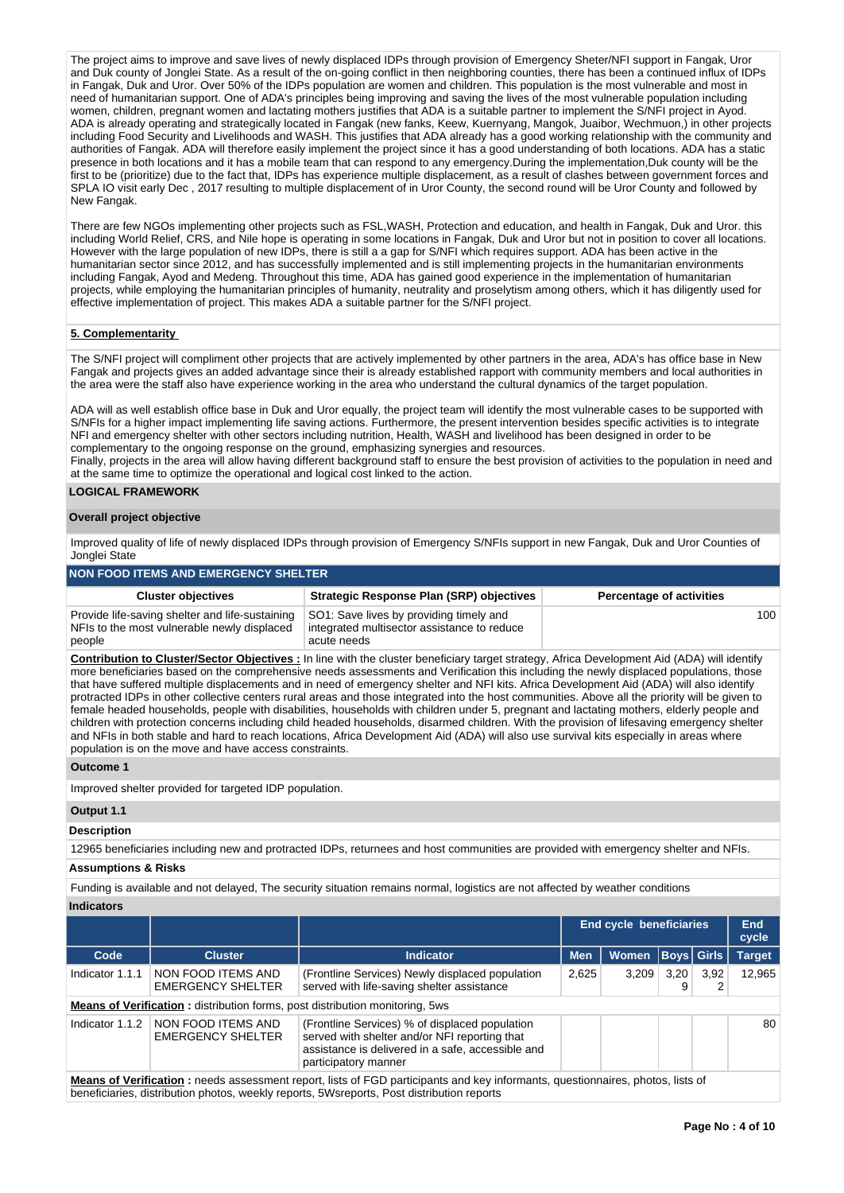The project aims to improve and save lives of newly displaced IDPs through provision of Emergency Sheter/NFI support in Fangak, Uror and Duk county of Jonglei State. As a result of the on-going conflict in then neighboring counties, there has been a continued influx of IDPs in Fangak, Duk and Uror. Over 50% of the IDPs population are women and children. This population is the most vulnerable and most in need of humanitarian support. One of ADA's principles being improving and saving the lives of the most vulnerable population including women, children, pregnant women and lactating mothers justifies that ADA is a suitable partner to implement the S/NFI project in Ayod. ADA is already operating and strategically located in Fangak (new fanks, Keew, Kuernyang, Mangok, Juaibor, Wechmuon,) in other projects including Food Security and Livelihoods and WASH. This justifies that ADA already has a good working relationship with the community and authorities of Fangak. ADA will therefore easily implement the project since it has a good understanding of both locations. ADA has a static presence in both locations and it has a mobile team that can respond to any emergency.During the implementation,Duk county will be the first to be (prioritize) due to the fact that, IDPs has experience multiple displacement, as a result of clashes between government forces and SPLA IO visit early Dec , 2017 resulting to multiple displacement of in Uror County, the second round will be Uror County and followed by New Fangak.

There are few NGOs implementing other projects such as FSL,WASH, Protection and education, and health in Fangak, Duk and Uror. this including World Relief, CRS, and Nile hope is operating in some locations in Fangak, Duk and Uror but not in position to cover all locations. However with the large population of new IDPs, there is still a a gap for S/NFI which requires support. ADA has been active in the humanitarian sector since 2012, and has successfully implemented and is still implementing projects in the humanitarian environments including Fangak, Ayod and Medeng. Throughout this time, ADA has gained good experience in the implementation of humanitarian projects, while employing the humanitarian principles of humanity, neutrality and proselytism among others, which it has diligently used for effective implementation of project. This makes ADA a suitable partner for the S/NFI project.

**5. Complementarity**

The S/NFI project will compliment other projects that are actively implemented by other partners in the area, ADA's has office base in New Fangak and projects gives an added advantage since their is already established rapport with community members and local authorities in the area were the staff also have experience working in the area who understand the cultural dynamics of the target population.

ADA will as well establish office base in Duk and Uror equally, the project team will identify the most vulnerable cases to be supported with S/NFIs for a higher impact implementing life saving actions. Furthermore, the present intervention besides specific activities is to integrate NFI and emergency shelter with other sectors including nutrition, Health, WASH and livelihood has been designed in order to be complementary to the ongoing response on the ground, emphasizing synergies and resources.
Finally, projects in the area will allow having different background staff to ensure the best provision of activities to the population in need and at the same time to optimize the operational and logical cost linked to the action.

## LOGICAL FRAMEWORK

### Overall project objective

Improved quality of life of newly displaced IDPs through provision of Emergency S/NFIs support in new Fangak, Duk and Uror Counties of Jonglei State

### NON FOOD ITEMS AND EMERGENCY SHELTER

| Cluster objectives | Strategic Response Plan (SRP) objectives | Percentage of activities |
|---|---|---|
| Provide life-saving shelter and life-sustaining NFIs to the most vulnerable newly displaced people | SO1: Save lives by providing timely and integrated multisector assistance to reduce acute needs | 100 |

**Contribution to Cluster/Sector Objectives :** In line with the cluster beneficiary target strategy, Africa Development Aid (ADA) will identify more beneficiaries based on the comprehensive needs assessments and Verification this including the newly displaced populations, those that have suffered multiple displacements and in need of emergency shelter and NFI kits. Africa Development Aid (ADA) will also identify protracted IDPs in other collective centers rural areas and those integrated into the host communities. Above all the priority will be given to female headed households, people with disabilities, households with children under 5, pregnant and lactating mothers, elderly people and children with protection concerns including child headed households, disarmed children. With the provision of lifesaving emergency shelter and NFIs in both stable and hard to reach locations, Africa Development Aid (ADA) will also use survival kits especially in areas where population is on the move and have access constraints.

### Outcome 1

Improved shelter provided for targeted IDP population.

### Output 1.1

**Description**

12965 beneficiaries including new and protracted IDPs, returnees and host communities are provided with emergency shelter and NFIs.

**Assumptions & Risks**

Funding is available and not delayed, The security situation remains normal, logistics are not affected by weather conditions

**Indicators**

| | | | End cycle beneficiaries | | | | End cycle |
|---|---|---|---|---|---|---|---|
| **Code** | **Cluster** | **Indicator** | **Men** | **Women** | **Boys** | **Girls** | **Target** |
| Indicator 1.1.1 | NON FOOD ITEMS AND EMERGENCY SHELTER | (Frontline Services) Newly displaced population served with life-saving shelter assistance | 2,625 | 3,209 | 3,209 | 3,922 | 12,965 |
| **Means of Verification :** distribution forms, post distribution monitoring, 5ws | | | | | | | |
| Indicator 1.1.2 | NON FOOD ITEMS AND EMERGENCY SHELTER | (Frontline Services) % of displaced population served with shelter and/or NFI reporting that assistance is delivered in a safe, accessible and participatory manner | | | | | 80 |
| **Means of Verification :** needs assessment report, lists of FGD participants and key informants, questionnaires, photos, lists of beneficiaries, distribution photos, weekly reports, 5Wsreports, Post distribution reports | | | | | | | |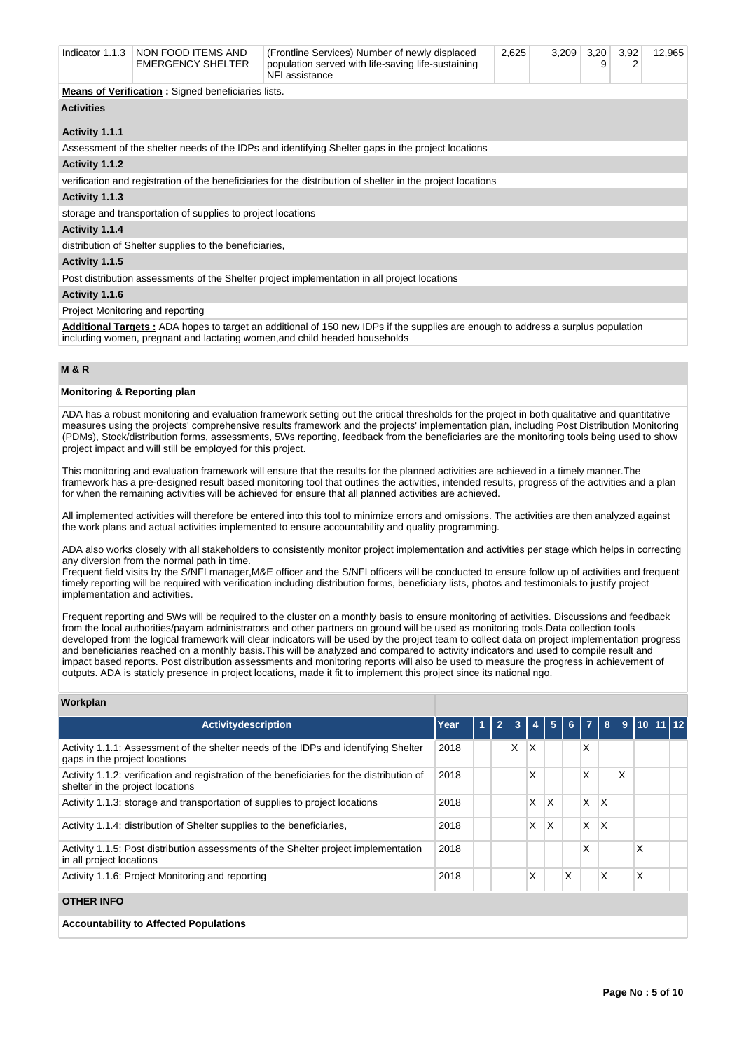| Indicator 1.1.3 | NON FOOD ITEMS AND EMERGENCY SHELTER | (Frontline Services) Number of newly displaced population served with life-saving life-sustaining NFI assistance | 2,625 | 3,209 | 3,209 | 3,922 | 12,965 |
|---|---|---|---|---|---|---|---|

**Means of Verification :** Signed beneficiaries lists.

**Activities**

**Activity 1.1.1**

Assessment of the shelter needs of the IDPs and identifying Shelter gaps in the project locations

**Activity 1.1.2**

verification and registration of the beneficiaries for the distribution of shelter in the project locations

**Activity 1.1.3**

storage and transportation of supplies to project locations

**Activity 1.1.4**

distribution of Shelter supplies to the beneficiaries,

**Activity 1.1.5**

Post distribution assessments of the Shelter project implementation in all project locations

**Activity 1.1.6**

Project Monitoring and reporting

**Additional Targets :** ADA hopes to target an additional of 150 new IDPs if the supplies are enough to address a surplus population including women, pregnant and lactating women,and child headed households

## M & R

**Monitoring & Reporting plan**

ADA has a robust monitoring and evaluation framework setting out the critical thresholds for the project in both qualitative and quantitative measures using the projects' comprehensive results framework and the projects' implementation plan, including Post Distribution Monitoring (PDMs), Stock/distribution forms, assessments, 5Ws reporting, feedback from the beneficiaries are the monitoring tools being used to show project impact and will still be employed for this project.

This monitoring and evaluation framework will ensure that the results for the planned activities are achieved in a timely manner.The framework has a pre-designed result based monitoring tool that outlines the activities, intended results, progress of the activities and a plan for when the remaining activities will be achieved for ensure that all planned activities are achieved.

All implemented activities will therefore be entered into this tool to minimize errors and omissions. The activities are then analyzed against the work plans and actual activities implemented to ensure accountability and quality programming.

ADA also works closely with all stakeholders to consistently monitor project implementation and activities per stage which helps in correcting any diversion from the normal path in time.
Frequent field visits by the S/NFI manager,M&E officer and the S/NFI officers will be conducted to ensure follow up of activities and frequent timely reporting will be required with verification including distribution forms, beneficiary lists, photos and testimonials to justify project implementation and activities.

Frequent reporting and 5Ws will be required to the cluster on a monthly basis to ensure monitoring of activities. Discussions and feedback from the local authorities/payam administrators and other partners on ground will be used as monitoring tools.Data collection tools developed from the logical framework will clear indicators will be used by the project team to collect data on project implementation progress and beneficiaries reached on a monthly basis.This will be analyzed and compared to activity indicators and used to compile result and impact based reports. Post distribution assessments and monitoring reports will also be used to measure the progress in achievement of outputs. ADA is staticly presence in project locations, made it fit to implement this project since its national ngo.

**Workplan**

| Activitydescription | Year | 1 | 2 | 3 | 4 | 5 | 6 | 7 | 8 | 9 | 10 | 11 | 12 |
|---|---|---|---|---|---|---|---|---|---|---|---|---|---|
| Activity 1.1.1: Assessment of the shelter needs of the IDPs and identifying Shelter gaps in the project locations | 2018 | | | X | X | | | X | | | | | |
| Activity 1.1.2: verification and registration of the beneficiaries for the distribution of shelter in the project locations | 2018 | | | | X | | | X | | X | | | |
| Activity 1.1.3: storage and transportation of supplies to project locations | 2018 | | | | X | X | | X | X | | | | |
| Activity 1.1.4: distribution of Shelter supplies to the beneficiaries, | 2018 | | | | X | X | | X | X | | | | |
| Activity 1.1.5: Post distribution assessments of the Shelter project implementation in all project locations | 2018 | | | | | | | X | | | X | | |
| Activity 1.1.6: Project Monitoring and reporting | 2018 | | | | X | | X | | X | | X | | |

**OTHER INFO**

**Accountability to Affected Populations**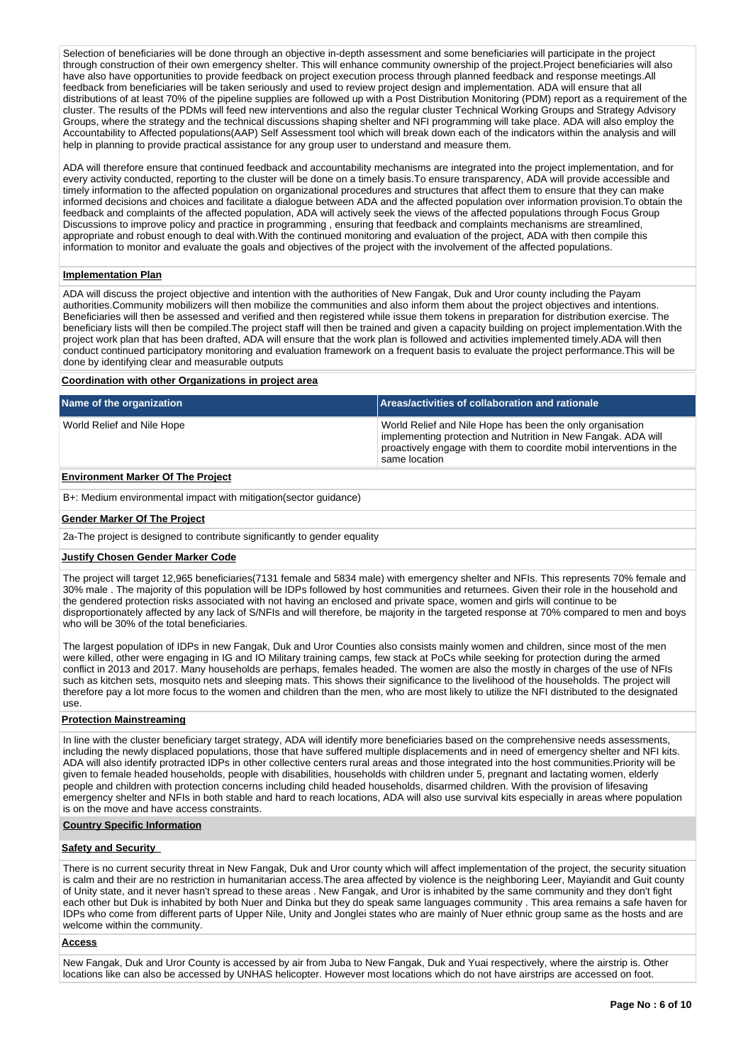Selection of beneficiaries will be done through an objective in-depth assessment and some beneficiaries will participate in the project through construction of their own emergency shelter. This will enhance community ownership of the project.Project beneficiaries will also have also have opportunities to provide feedback on project execution process through planned feedback and response meetings.All feedback from beneficiaries will be taken seriously and used to review project design and implementation. ADA will ensure that all distributions of at least 70% of the pipeline supplies are followed up with a Post Distribution Monitoring (PDM) report as a requirement of the cluster. The results of the PDMs will feed new interventions and also the regular cluster Technical Working Groups and Strategy Advisory Groups, where the strategy and the technical discussions shaping shelter and NFI programming will take place. ADA will also employ the Accountability to Affected populations(AAP) Self Assessment tool which will break down each of the indicators within the analysis and will help in planning to provide practical assistance for any group user to understand and measure them.

ADA will therefore ensure that continued feedback and accountability mechanisms are integrated into the project implementation, and for every activity conducted, reporting to the cluster will be done on a timely basis.To ensure transparency, ADA will provide accessible and timely information to the affected population on organizational procedures and structures that affect them to ensure that they can make informed decisions and choices and facilitate a dialogue between ADA and the affected population over information provision.To obtain the feedback and complaints of the affected population, ADA will actively seek the views of the affected populations through Focus Group Discussions to improve policy and practice in programming , ensuring that feedback and complaints mechanisms are streamlined, appropriate and robust enough to deal with.With the continued monitoring and evaluation of the project, ADA with then compile this information to monitor and evaluate the goals and objectives of the project with the involvement of the affected populations.

**Implementation Plan**

ADA will discuss the project objective and intention with the authorities of New Fangak, Duk and Uror county including the Payam authorities.Community mobilizers will then mobilize the communities and also inform them about the project objectives and intentions. Beneficiaries will then be assessed and verified and then registered while issue them tokens in preparation for distribution exercise. The beneficiary lists will then be compiled.The project staff will then be trained and given a capacity building on project implementation.With the project work plan that has been drafted, ADA will ensure that the work plan is followed and activities implemented timely.ADA will then conduct continued participatory monitoring and evaluation framework on a frequent basis to evaluate the project performance.This will be done by identifying clear and measurable outputs

**Coordination with other Organizations in project area**

| Name of the organization | Areas/activities of collaboration and rationale |
|---|---|
| World Relief and Nile Hope | World Relief and Nile Hope has been the only organisation implementing protection and Nutrition in New Fangak. ADA will proactively engage with them to coordite mobil interventions in the same location |

**Environment Marker Of The Project**

B+: Medium environmental impact with mitigation(sector guidance)

**Gender Marker Of The Project**

2a-The project is designed to contribute significantly to gender equality

**Justify Chosen Gender Marker Code**

The project will target 12,965 beneficiaries(7131 female and 5834 male) with emergency shelter and NFIs. This represents 70% female and 30% male . The majority of this population will be IDPs followed by host communities and returnees. Given their role in the household and the gendered protection risks associated with not having an enclosed and private space, women and girls will continue to be disproportionately affected by any lack of S/NFIs and will therefore, be majority in the targeted response at 70% compared to men and boys who will be 30% of the total beneficiaries.

The largest population of IDPs in new Fangak, Duk and Uror Counties also consists mainly women and children, since most of the men were killed, other were engaging in IG and IO Military training camps, few stack at PoCs while seeking for protection during the armed conflict in 2013 and 2017. Many households are perhaps, females headed. The women are also the mostly in charges of the use of NFIs such as kitchen sets, mosquito nets and sleeping mats. This shows their significance to the livelihood of the households. The project will therefore pay a lot more focus to the women and children than the men, who are most likely to utilize the NFI distributed to the designated use.

**Protection Mainstreaming**

In line with the cluster beneficiary target strategy, ADA will identify more beneficiaries based on the comprehensive needs assessments, including the newly displaced populations, those that have suffered multiple displacements and in need of emergency shelter and NFI kits. ADA will also identify protracted IDPs in other collective centers rural areas and those integrated into the host communities.Priority will be given to female headed households, people with disabilities, households with children under 5, pregnant and lactating women, elderly people and children with protection concerns including child headed households, disarmed children. With the provision of lifesaving emergency shelter and NFIs in both stable and hard to reach locations, ADA will also use survival kits especially in areas where population is on the move and have access constraints.

**Country Specific Information**

**Safety and Security**

There is no current security threat in New Fangak, Duk and Uror county which will affect implementation of the project, the security situation is calm and their are no restriction in humanitarian access.The area affected by violence is the neighboring Leer, Mayiandit and Guit county of Unity state, and it never hasn't spread to these areas . New Fangak, and Uror is inhabited by the same community and they don't fight each other but Duk is inhabited by both Nuer and Dinka but they do speak same languages community . This area remains a safe haven for IDPs who come from different parts of Upper Nile, Unity and Jonglei states who are mainly of Nuer ethnic group same as the hosts and are welcome within the community.

**Access**

New Fangak, Duk and Uror County is accessed by air from Juba to New Fangak, Duk and Yuai respectively, where the airstrip is. Other locations like can also be accessed by UNHAS helicopter. However most locations which do not have airstrips are accessed on foot.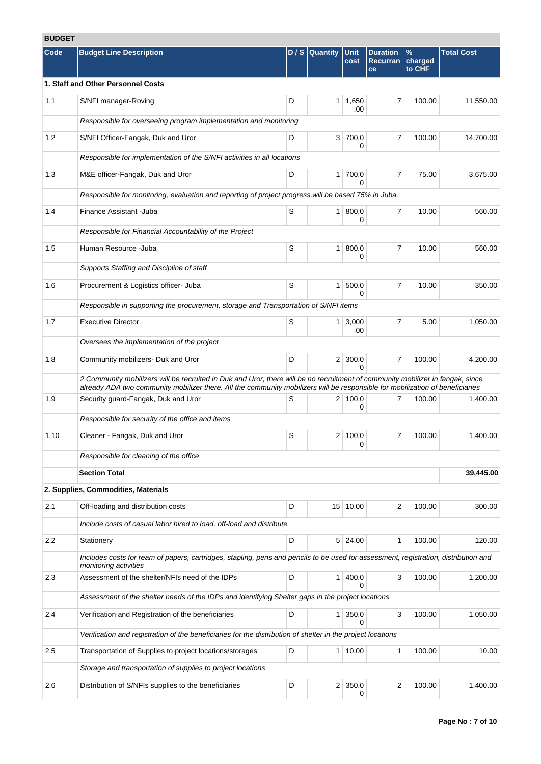## BUDGET

| Code | Budget Line Description | D / S | Quantity | Unit cost | Duration Recurrance | % charged to CHF | Total Cost |
|---|---|---|---|---|---|---|---|
| **1. Staff and Other Personnel Costs** | | | | | | | |
| 1.1 | S/NFI manager-Roving | D | 1 | 1,650.00 | 7 | 100.00 | 11,550.00 |
| | *Responsible for overseeing program implementation and monitoring* | | | | | | |
| 1.2 | S/NFI Officer-Fangak, Duk and Uror | D | 3 | 700.00 | 7 | 100.00 | 14,700.00 |
| | *Responsible for implementation of the S/NFI activities in all locations* | | | | | | |
| 1.3 | M&E officer-Fangak, Duk and Uror | D | 1 | 700.00 | 7 | 75.00 | 3,675.00 |
| | *Responsible for monitoring, evaluation and reporting of project progress.will be based 75% in Juba.* | | | | | | |
| 1.4 | Finance Assistant -Juba | S | 1 | 800.00 | 7 | 10.00 | 560.00 |
| | *Responsible for Financial Accountability of the Project* | | | | | | |
| 1.5 | Human Resource -Juba | S | 1 | 800.00 | 7 | 10.00 | 560.00 |
| | *Supports Staffing and Discipline of staff* | | | | | | |
| 1.6 | Procurement & Logistics officer- Juba | S | 1 | 500.00 | 7 | 10.00 | 350.00 |
| | *Responsible in supporting the procurement, storage and Transportation of S/NFI items* | | | | | | |
| 1.7 | Executive Director | S | 1 | 3,000.00 | 7 | 5.00 | 1,050.00 |
| | *Oversees the implementation of the project* | | | | | | |
| 1.8 | Community mobilizers- Duk and Uror | D | 2 | 300.00 | 7 | 100.00 | 4,200.00 |
| | *2 Community mobilizers will be recruited in Duk and Uror, there will be no recruitment of community mobilizer in fangak, since already ADA two community mobilizer there. All the community mobilizers will be responsible for mobilization of beneficiaries* | | | | | | |
| 1.9 | Security guard-Fangak, Duk and Uror | S | 2 | 100.00 | 7 | 100.00 | 1,400.00 |
| | *Responsible for security of the office and items* | | | | | | |
| 1.10 | Cleaner - Fangak, Duk and Uror | S | 2 | 100.00 | 7 | 100.00 | 1,400.00 |
| | *Responsible for cleaning of the office* | | | | | | |
| | **Section Total** | | | | | | **39,445.00** |
| **2. Supplies, Commodities, Materials** | | | | | | | |
| 2.1 | Off-loading and distribution costs | D | 15 | 10.00 | 2 | 100.00 | 300.00 |
| | *Include costs of casual labor hired to load, off-load and distribute* | | | | | | |
| 2.2 | Stationery | D | 5 | 24.00 | 1 | 100.00 | 120.00 |
| | *Includes costs for ream of papers, cartridges, stapling, pens and pencils to be used for assessment, registration, distribution and monitoring activities* | | | | | | |
| 2.3 | Assessment of the shelter/NFIs need of the IDPs | D | 1 | 400.00 | 3 | 100.00 | 1,200.00 |
| | *Assessment of the shelter needs of the IDPs and identifying Shelter gaps in the project locations* | | | | | | |
| 2.4 | Verification and Registration of the beneficiaries | D | 1 | 350.00 | 3 | 100.00 | 1,050.00 |
| | *Verification and registration of the beneficiaries for the distribution of shelter in the project locations* | | | | | | |
| 2.5 | Transportation of Supplies to project locations/storages | D | 1 | 10.00 | 1 | 100.00 | 10.00 |
| | *Storage and transportation of supplies to project locations* | | | | | | |
| 2.6 | Distribution of S/NFIs supplies to the beneficiaries | D | 2 | 350.00 | 2 | 100.00 | 1,400.00 |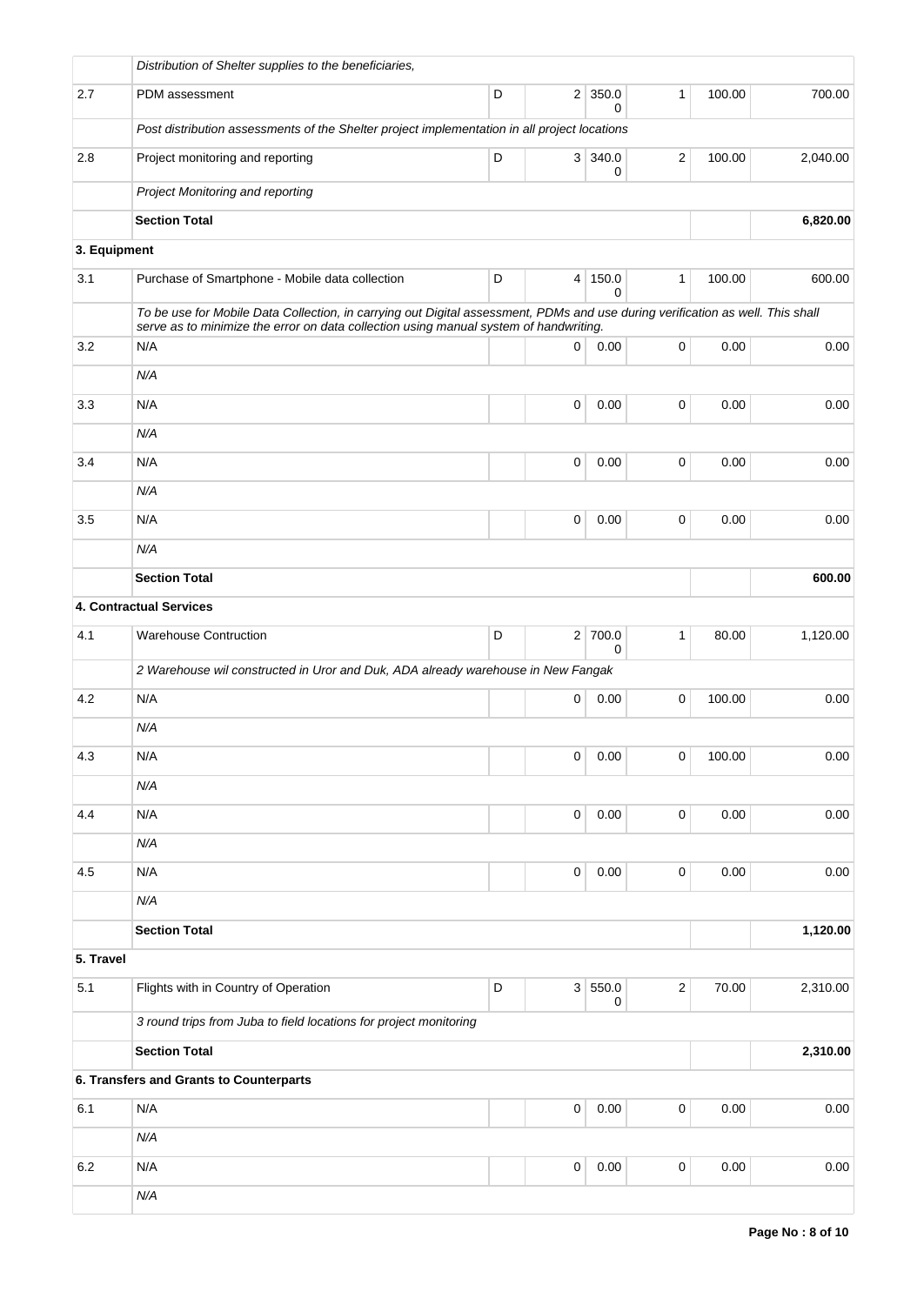| | | | | | | | |
|---|---|---|---|---|---|---|---|
| | *Distribution of Shelter supplies to the beneficiaries,* | | | | | | |
| 2.7 | PDM assessment | D | 2 | 350.00 | 1 | 100.00 | 700.00 |
| | *Post distribution assessments of the Shelter project implementation in all project locations* | | | | | | |
| 2.8 | Project monitoring and reporting | D | 3 | 340.00 | 2 | 100.00 | 2,040.00 |
| | *Project Monitoring and reporting* | | | | | | |
| | **Section Total** | | | | | | **6,820.00** |
| **3. Equipment** | | | | | | | |
| 3.1 | Purchase of Smartphone - Mobile data collection | D | 4 | 150.00 | 1 | 100.00 | 600.00 |
| | *To be use for Mobile Data Collection, in carrying out Digital assessment, PDMs and use during verification as well. This shall serve as to minimize the error on data collection using manual system of handwriting.* | | | | | | |
| 3.2 | N/A | | 0 | 0.00 | 0 | 0.00 | 0.00 |
| | *N/A* | | | | | | |
| 3.3 | N/A | | 0 | 0.00 | 0 | 0.00 | 0.00 |
| | *N/A* | | | | | | |
| 3.4 | N/A | | 0 | 0.00 | 0 | 0.00 | 0.00 |
| | *N/A* | | | | | | |
| 3.5 | N/A | | 0 | 0.00 | 0 | 0.00 | 0.00 |
| | *N/A* | | | | | | |
| | **Section Total** | | | | | | **600.00** |
| | **4. Contractual Services** | | | | | | |
| 4.1 | Warehouse Contruction | D | 2 | 700.00 | 1 | 80.00 | 1,120.00 |
| | *2 Warehouse wil constructed in Uror and Duk, ADA already warehouse in New Fangak* | | | | | | |
| 4.2 | N/A | | 0 | 0.00 | 0 | 100.00 | 0.00 |
| | *N/A* | | | | | | |
| 4.3 | N/A | | 0 | 0.00 | 0 | 100.00 | 0.00 |
| | *N/A* | | | | | | |
| 4.4 | N/A | | 0 | 0.00 | 0 | 0.00 | 0.00 |
| | *N/A* | | | | | | |
| 4.5 | N/A | | 0 | 0.00 | 0 | 0.00 | 0.00 |
| | *N/A* | | | | | | |
| | **Section Total** | | | | | | **1,120.00** |
| **5. Travel** | | | | | | | |
| 5.1 | Flights with in Country of Operation | D | 3 | 550.00 | 2 | 70.00 | 2,310.00 |
| | *3 round trips from Juba to field locations for project monitoring* | | | | | | |
| | **Section Total** | | | | | | **2,310.00** |
| | **6. Transfers and Grants to Counterparts** | | | | | | |
| 6.1 | N/A | | 0 | 0.00 | 0 | 0.00 | 0.00 |
| | *N/A* | | | | | | |
| 6.2 | N/A | | 0 | 0.00 | 0 | 0.00 | 0.00 |
| | *N/A* | | | | | | |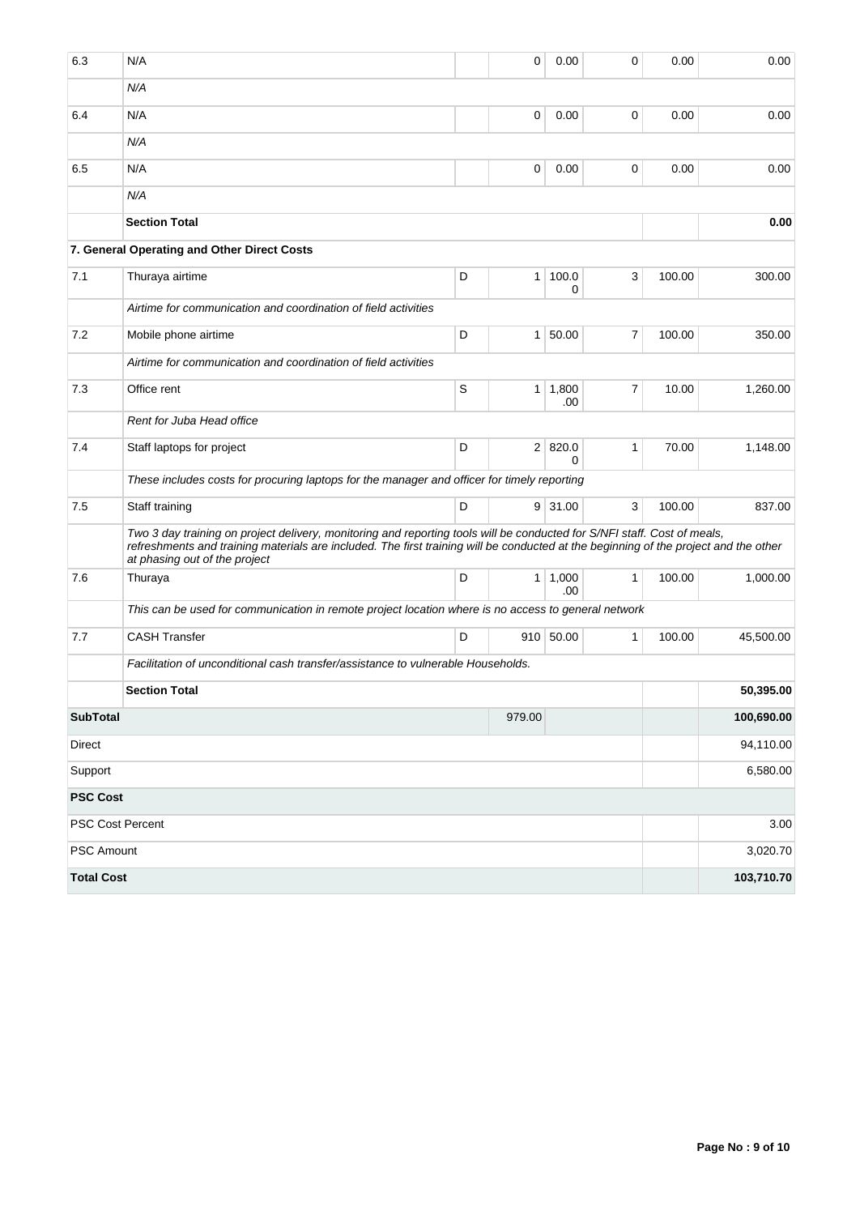| | | | | | | | |
|---|---|---|---|---|---|---|---|
| 6.3 | N/A | | 0 | 0.00 | 0 | 0.00 | 0.00 |
| | *N/A* | | | | | | |
| 6.4 | N/A | | 0 | 0.00 | 0 | 0.00 | 0.00 |
| | *N/A* | | | | | | |
| 6.5 | N/A | | 0 | 0.00 | 0 | 0.00 | 0.00 |
| | *N/A* | | | | | | |
| | **Section Total** | | | | | | **0.00** |
| | **7. General Operating and Other Direct Costs** | | | | | | |
| 7.1 | Thuraya airtime | D | 1 | 100.00 | 3 | 100.00 | 300.00 |
| | *Airtime for communication and coordination of field activities* | | | | | | |
| 7.2 | Mobile phone airtime | D | 1 | 50.00 | 7 | 100.00 | 350.00 |
| | *Airtime for communication and coordination of field activities* | | | | | | |
| 7.3 | Office rent | S | 1 | 1,800.00 | 7 | 10.00 | 1,260.00 |
| | *Rent for Juba Head office* | | | | | | |
| 7.4 | Staff laptops for project | D | 2 | 820.00 | 1 | 70.00 | 1,148.00 |
| | *These includes costs for procuring laptops for the manager and officer for timely reporting* | | | | | | |
| 7.5 | Staff training | D | 9 | 31.00 | 3 | 100.00 | 837.00 |
| | *Two 3 day training on project delivery, monitoring and reporting tools will be conducted for S/NFI staff. Cost of meals, refreshments and training materials are included. The first training will be conducted at the beginning of the project and the other at phasing out of the project* | | | | | | |
| 7.6 | Thuraya | D | 1 | 1,000.00 | 1 | 100.00 | 1,000.00 |
| | *This can be used for communication in remote project location where is no access to general network* | | | | | | |
| 7.7 | CASH Transfer | D | 910 | 50.00 | 1 | 100.00 | 45,500.00 |
| | *Facilitation of unconditional cash transfer/assistance to vulnerable Households.* | | | | | | |
| | **Section Total** | | | | | | **50,395.00** |
| **SubTotal** | | | 979.00 | | | | **100,690.00** |
| Direct | | | | | | | 94,110.00 |
| Support | | | | | | | 6,580.00 |
| **PSC Cost** | | | | | | | |
| PSC Cost Percent | | | | | | | 3.00 |
| PSC Amount | | | | | | | 3,020.70 |
| **Total Cost** | | | | | | | **103,710.70** |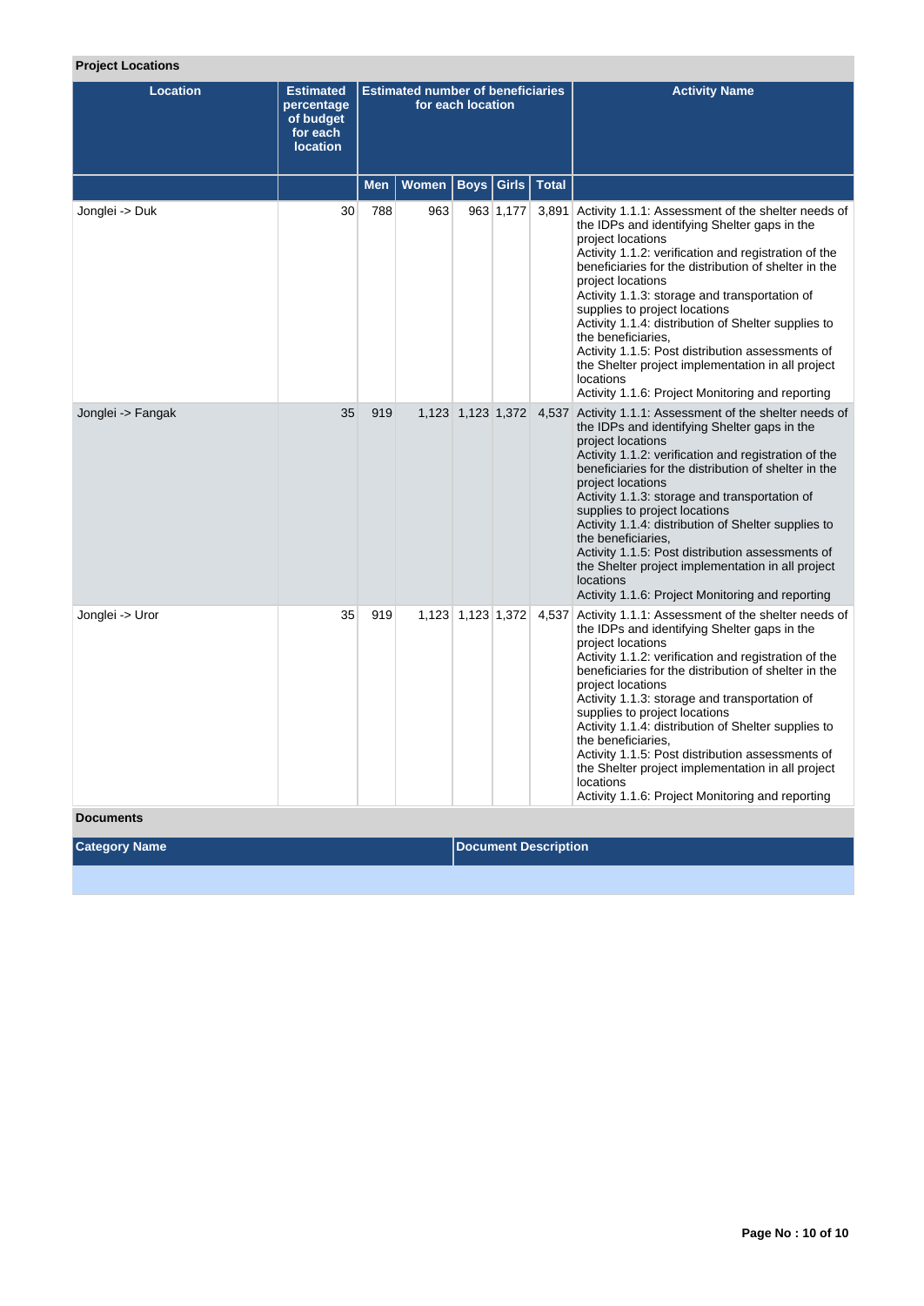**Project Locations**

| Location | Estimated percentage of budget for each location | Estimated number of beneficiaries for each location | | | | | Activity Name |
|---|---|---|---|---|---|---|---|
| | | Men | Women | Boys | Girls | Total | |
| Jonglei -> Duk | 30 | 788 | 963 | 963 | 1,177 | 3,891 | Activity 1.1.1: Assessment of the shelter needs of the IDPs and identifying Shelter gaps in the project locations<br>Activity 1.1.2: verification and registration of the beneficiaries for the distribution of shelter in the project locations<br>Activity 1.1.3: storage and transportation of supplies to project locations<br>Activity 1.1.4: distribution of Shelter supplies to the beneficiaries,<br>Activity 1.1.5: Post distribution assessments of the Shelter project implementation in all project locations<br>Activity 1.1.6: Project Monitoring and reporting |
| Jonglei -> Fangak | 35 | 919 | 1,123 | 1,123 | 1,372 | 4,537 | Activity 1.1.1: Assessment of the shelter needs of the IDPs and identifying Shelter gaps in the project locations<br>Activity 1.1.2: verification and registration of the beneficiaries for the distribution of shelter in the project locations<br>Activity 1.1.3: storage and transportation of supplies to project locations<br>Activity 1.1.4: distribution of Shelter supplies to the beneficiaries,<br>Activity 1.1.5: Post distribution assessments of the Shelter project implementation in all project locations<br>Activity 1.1.6: Project Monitoring and reporting |
| Jonglei -> Uror | 35 | 919 | 1,123 | 1,123 | 1,372 | 4,537 | Activity 1.1.1: Assessment of the shelter needs of the IDPs and identifying Shelter gaps in the project locations<br>Activity 1.1.2: verification and registration of the beneficiaries for the distribution of shelter in the project locations<br>Activity 1.1.3: storage and transportation of supplies to project locations<br>Activity 1.1.4: distribution of Shelter supplies to the beneficiaries,<br>Activity 1.1.5: Post distribution assessments of the Shelter project implementation in all project locations<br>Activity 1.1.6: Project Monitoring and reporting |

**Documents**

| Category Name | Document Description |
|---|---|
| | |